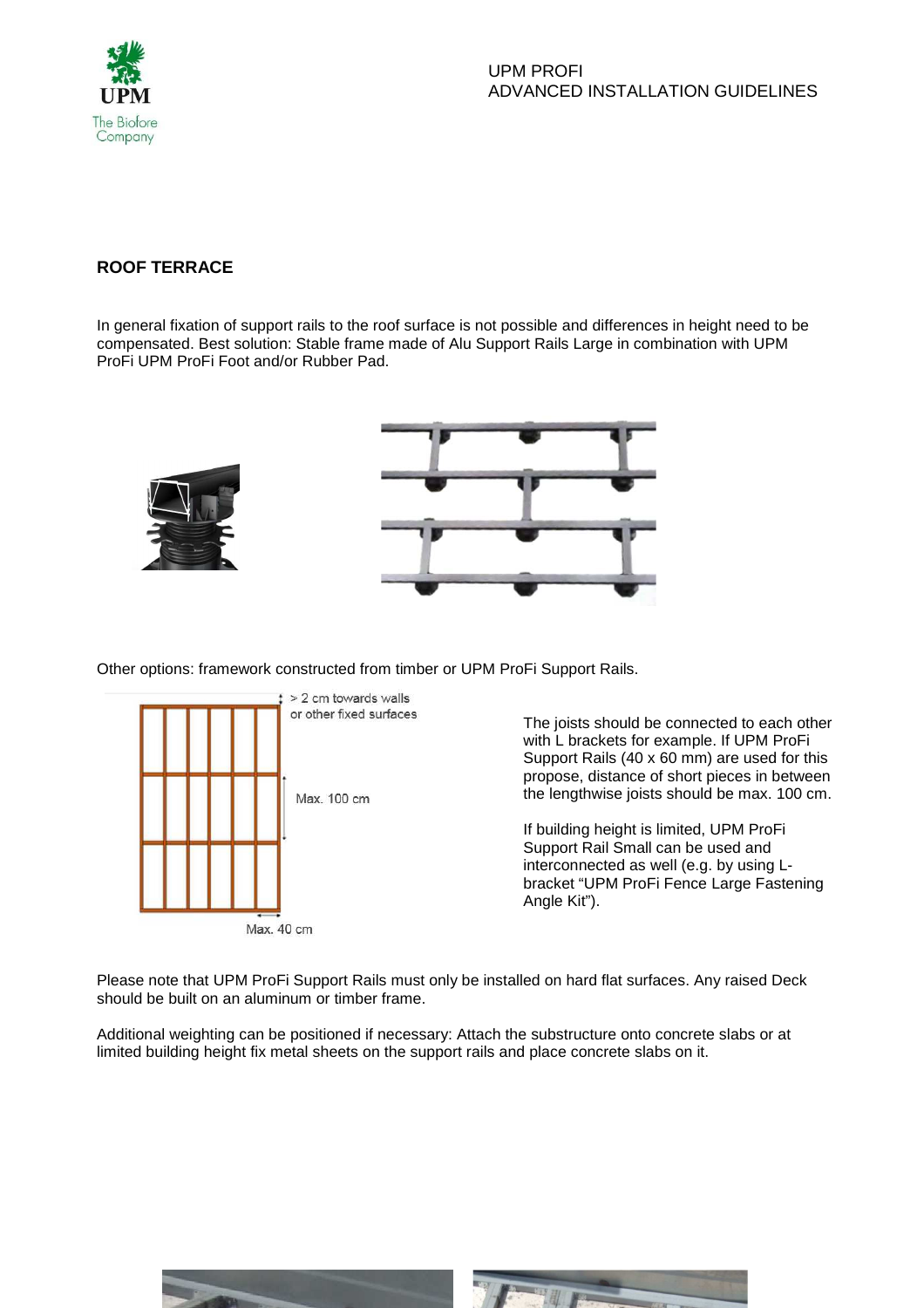## ROOF TERRACE

In general fixation of support rails to the roof surface is not possible and differences in height need to be compensated. Best solution: Stable frame made of Alu Support Rails Large in combination with UPM ProFi UPM ProFi Foot and/or Rubber Pad.

Other options: framework constructed from timber or UPM ProFi Support Rails.

> 2 cm towards walls or other fixed surfaces

Max. 100 cm

Max. 40 cm

The joists should be connected to each other with L brackets for example. If UPM ProFi Support Rails (40 x 60 mm) are used for this propose, distance of short pieces in between the lengthwise joists should be max. 100 cm.

If building height is limited, UPM ProFi Support Rail Small can be used and interconnected as well (e.g. by using L-bracket "UPM ProFi Fence Large Fastening Angle Kit").

Please note that UPM ProFi Support Rails must only be installed on hard flat surfaces. Any raised Deck should be built on an aluminum or timber frame.

Additional weighting can be positioned if necessary: Attach the substructure onto concrete slabs or at limited building height fix metal sheets on the support rails and place concrete slabs on it.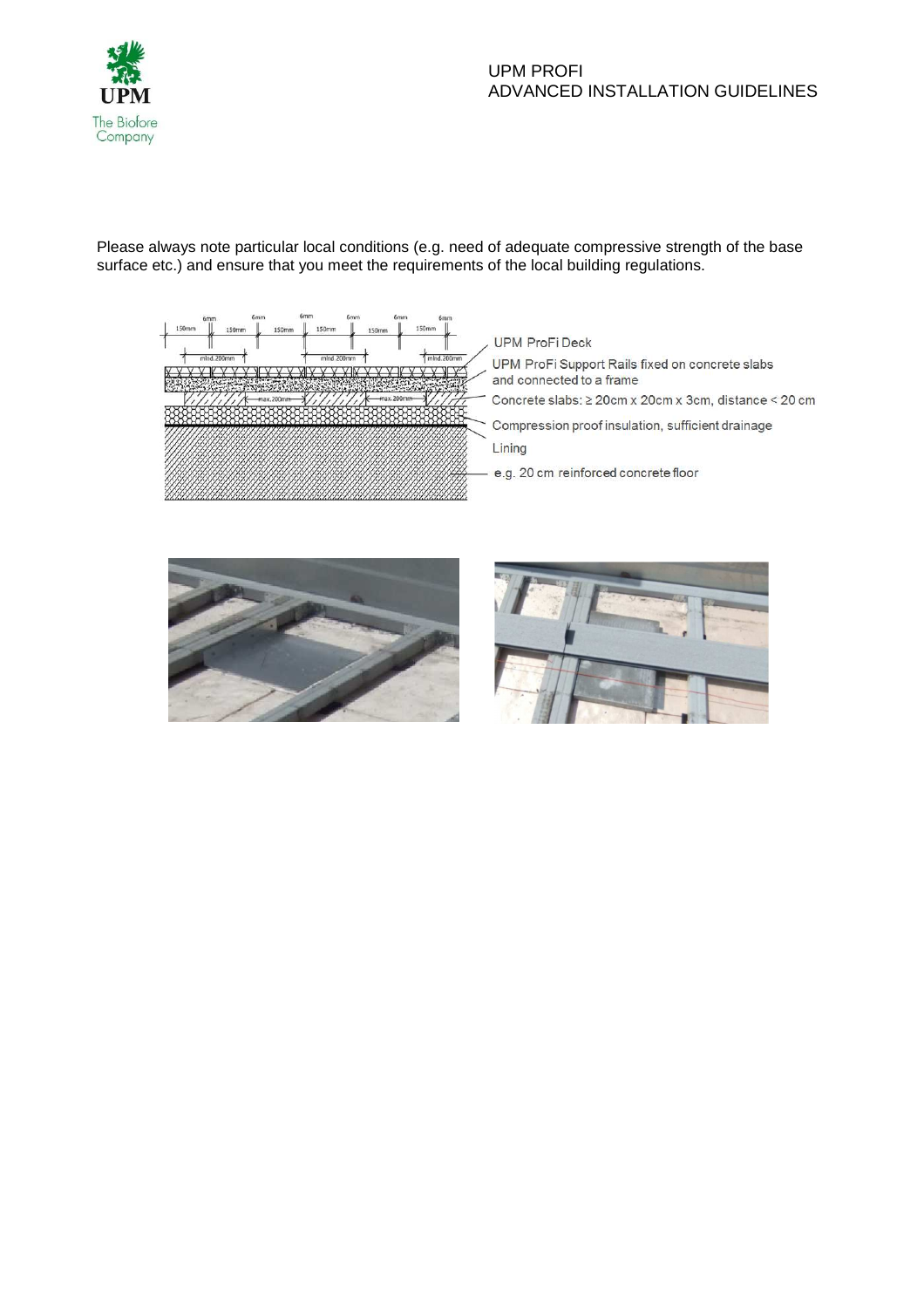Please always note particular local conditions (e.g. need of adequate compressive strength of the base surface etc.) and ensure that you meet the requirements of the local building regulations.

6mm 6mm 6mm 6mm 6mm 6mm

150mm 150mm 150mm 150mm 150mm 150mm

mind.200mm mind.200mm mind.200mm

max.200mm max.200mm

UPM ProFi Deck

UPM ProFi Support Rails fixed on concrete slabs and connected to a frame

Concrete slabs: ≥ 20cm x 20cm x 3cm, distance < 20 cm

Compression proof insulation, sufficient drainage

Lining

e.g. 20 cm reinforced concrete floor